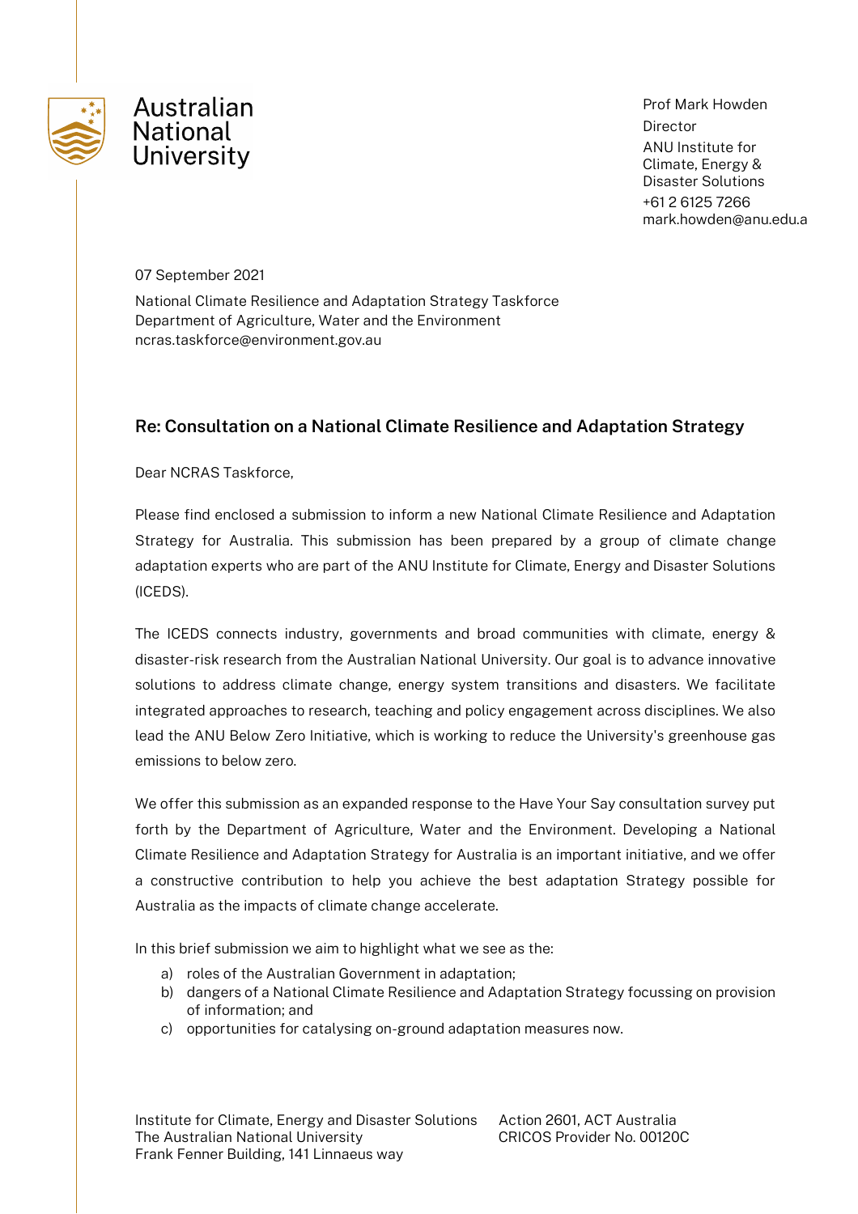Australian National University

Prof Mark Howden
Director
ANU Institute for Climate, Energy & Disaster Solutions
+61 2 6125 7266
mark.howden@anu.edu.a

07 September 2021

National Climate Resilience and Adaptation Strategy Taskforce
Department of Agriculture, Water and the Environment
ncras.taskforce@environment.gov.au

### Re: Consultation on a National Climate Resilience and Adaptation Strategy

Dear NCRAS Taskforce,

Please find enclosed a submission to inform a new National Climate Resilience and Adaptation Strategy for Australia. This submission has been prepared by a group of climate change adaptation experts who are part of the ANU Institute for Climate, Energy and Disaster Solutions (ICEDS).

The ICEDS connects industry, governments and broad communities with climate, energy & disaster-risk research from the Australian National University. Our goal is to advance innovative solutions to address climate change, energy system transitions and disasters. We facilitate integrated approaches to research, teaching and policy engagement across disciplines. We also lead the ANU Below Zero Initiative, which is working to reduce the University's greenhouse gas emissions to below zero.

We offer this submission as an expanded response to the Have Your Say consultation survey put forth by the Department of Agriculture, Water and the Environment. Developing a National Climate Resilience and Adaptation Strategy for Australia is an important initiative, and we offer a constructive contribution to help you achieve the best adaptation Strategy possible for Australia as the impacts of climate change accelerate.

In this brief submission we aim to highlight what we see as the:

a) roles of the Australian Government in adaptation;
b) dangers of a National Climate Resilience and Adaptation Strategy focussing on provision of information; and
c) opportunities for catalysing on-ground adaptation measures now.

Institute for Climate, Energy and Disaster Solutions
The Australian National University
Frank Fenner Building, 141 Linnaeus way
Action 2601, ACT Australia
CRICOS Provider No. 00120C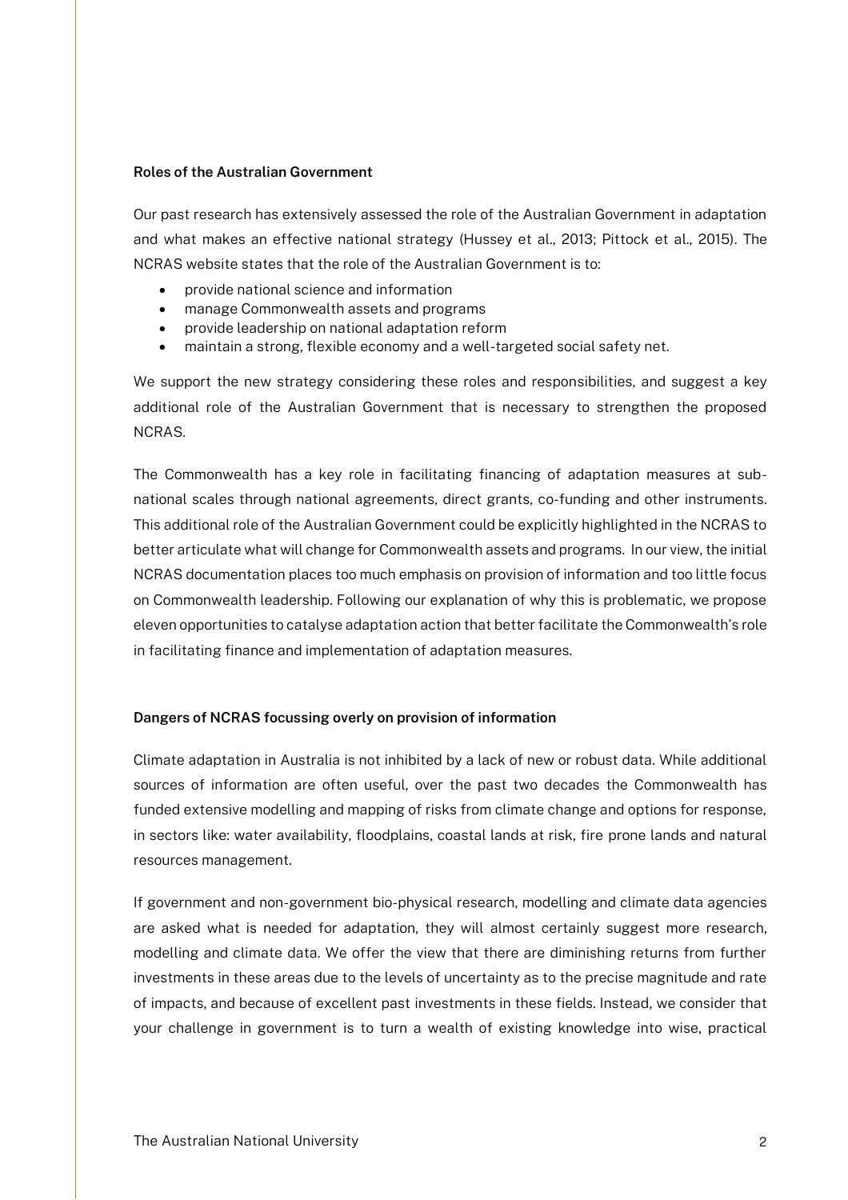**Roles of the Australian Government**

Our past research has extensively assessed the role of the Australian Government in adaptation and what makes an effective national strategy (Hussey et al., 2013; Pittock et al., 2015). The NCRAS website states that the role of the Australian Government is to:

- provide national science and information
- manage Commonwealth assets and programs
- provide leadership on national adaptation reform
- maintain a strong, flexible economy and a well-targeted social safety net.

We support the new strategy considering these roles and responsibilities, and suggest a key additional role of the Australian Government that is necessary to strengthen the proposed NCRAS.

The Commonwealth has a key role in facilitating financing of adaptation measures at sub-national scales through national agreements, direct grants, co-funding and other instruments. This additional role of the Australian Government could be explicitly highlighted in the NCRAS to better articulate what will change for Commonwealth assets and programs. In our view, the initial NCRAS documentation places too much emphasis on provision of information and too little focus on Commonwealth leadership. Following our explanation of why this is problematic, we propose eleven opportunities to catalyse adaptation action that better facilitate the Commonwealth's role in facilitating finance and implementation of adaptation measures.

**Dangers of NCRAS focussing overly on provision of information**

Climate adaptation in Australia is not inhibited by a lack of new or robust data. While additional sources of information are often useful, over the past two decades the Commonwealth has funded extensive modelling and mapping of risks from climate change and options for response, in sectors like: water availability, floodplains, coastal lands at risk, fire prone lands and natural resources management.

If government and non-government bio-physical research, modelling and climate data agencies are asked what is needed for adaptation, they will almost certainly suggest more research, modelling and climate data. We offer the view that there are diminishing returns from further investments in these areas due to the levels of uncertainty as to the precise magnitude and rate of impacts, and because of excellent past investments in these fields. Instead, we consider that your challenge in government is to turn a wealth of existing knowledge into wise, practical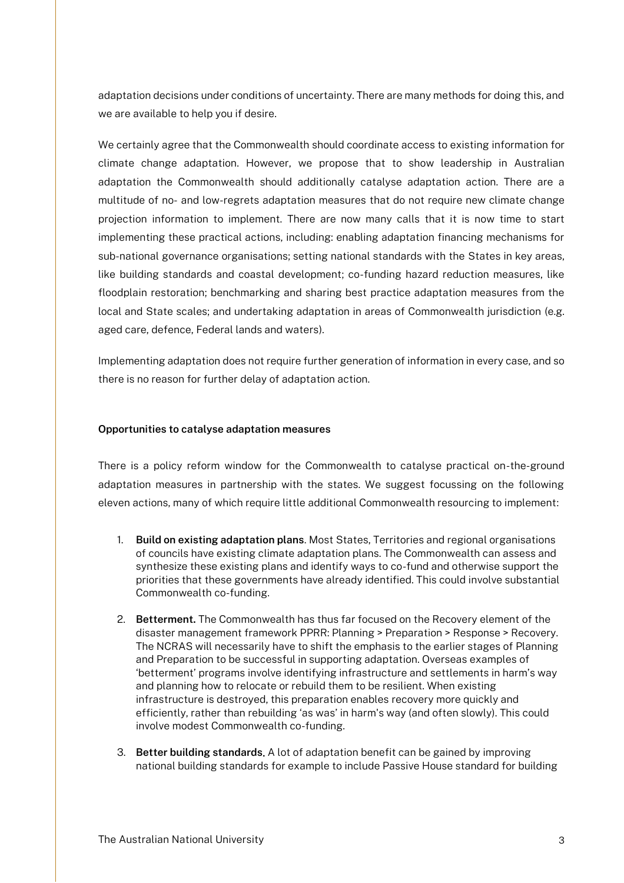adaptation decisions under conditions of uncertainty. There are many methods for doing this, and we are available to help you if desire.

We certainly agree that the Commonwealth should coordinate access to existing information for climate change adaptation. However, we propose that to show leadership in Australian adaptation the Commonwealth should additionally catalyse adaptation action. There are a multitude of no- and low-regrets adaptation measures that do not require new climate change projection information to implement. There are now many calls that it is now time to start implementing these practical actions, including: enabling adaptation financing mechanisms for sub-national governance organisations; setting national standards with the States in key areas, like building standards and coastal development; co-funding hazard reduction measures, like floodplain restoration; benchmarking and sharing best practice adaptation measures from the local and State scales; and undertaking adaptation in areas of Commonwealth jurisdiction (e.g. aged care, defence, Federal lands and waters).

Implementing adaptation does not require further generation of information in every case, and so there is no reason for further delay of adaptation action.

**Opportunities to catalyse adaptation measures**

There is a policy reform window for the Commonwealth to catalyse practical on-the-ground adaptation measures in partnership with the states. We suggest focussing on the following eleven actions, many of which require little additional Commonwealth resourcing to implement:

1. **Build on existing adaptation plans**. Most States, Territories and regional organisations of councils have existing climate adaptation plans. The Commonwealth can assess and synthesize these existing plans and identify ways to co-fund and otherwise support the priorities that these governments have already identified. This could involve substantial Commonwealth co-funding.
2. **Betterment.** The Commonwealth has thus far focused on the Recovery element of the disaster management framework PPRR: Planning > Preparation > Response > Recovery. The NCRAS will necessarily have to shift the emphasis to the earlier stages of Planning and Preparation to be successful in supporting adaptation. Overseas examples of 'betterment' programs involve identifying infrastructure and settlements in harm's way and planning how to relocate or rebuild them to be resilient. When existing infrastructure is destroyed, this preparation enables recovery more quickly and efficiently, rather than rebuilding 'as was' in harm's way (and often slowly). This could involve modest Commonwealth co-funding.
3. **Better building standards**. A lot of adaptation benefit can be gained by improving national building standards for example to include Passive House standard for building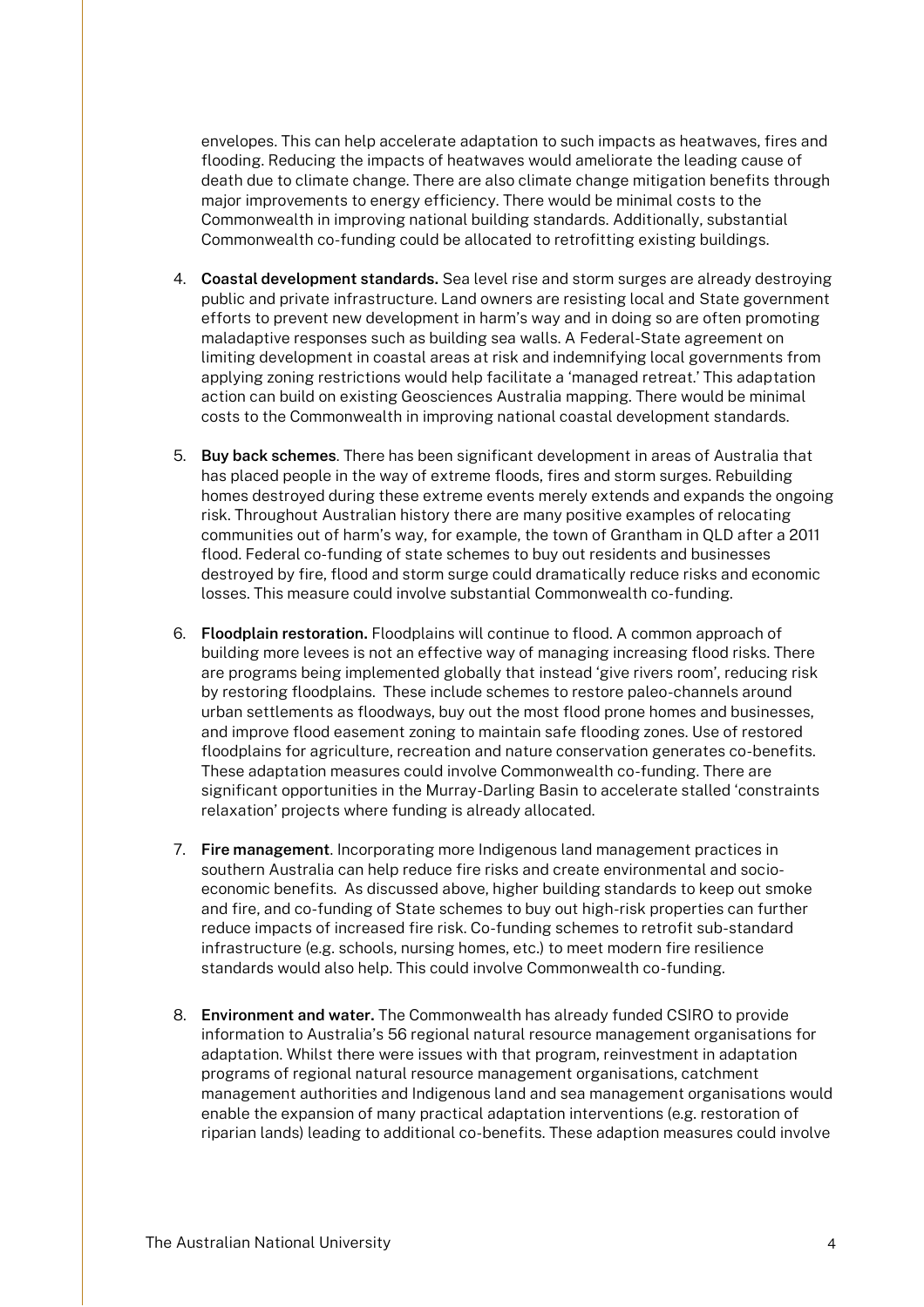envelopes. This can help accelerate adaptation to such impacts as heatwaves, fires and flooding. Reducing the impacts of heatwaves would ameliorate the leading cause of death due to climate change. There are also climate change mitigation benefits through major improvements to energy efficiency. There would be minimal costs to the Commonwealth in improving national building standards. Additionally, substantial Commonwealth co-funding could be allocated to retrofitting existing buildings.

4. **Coastal development standards.** Sea level rise and storm surges are already destroying public and private infrastructure. Land owners are resisting local and State government efforts to prevent new development in harm's way and in doing so are often promoting maladaptive responses such as building sea walls. A Federal-State agreement on limiting development in coastal areas at risk and indemnifying local governments from applying zoning restrictions would help facilitate a 'managed retreat.' This adaptation action can build on existing Geosciences Australia mapping. There would be minimal costs to the Commonwealth in improving national coastal development standards.

5. **Buy back schemes**. There has been significant development in areas of Australia that has placed people in the way of extreme floods, fires and storm surges. Rebuilding homes destroyed during these extreme events merely extends and expands the ongoing risk. Throughout Australian history there are many positive examples of relocating communities out of harm's way, for example, the town of Grantham in QLD after a 2011 flood. Federal co-funding of state schemes to buy out residents and businesses destroyed by fire, flood and storm surge could dramatically reduce risks and economic losses. This measure could involve substantial Commonwealth co-funding.

6. **Floodplain restoration.** Floodplains will continue to flood. A common approach of building more levees is not an effective way of managing increasing flood risks. There are programs being implemented globally that instead 'give rivers room', reducing risk by restoring floodplains. These include schemes to restore paleo-channels around urban settlements as floodways, buy out the most flood prone homes and businesses, and improve flood easement zoning to maintain safe flooding zones. Use of restored floodplains for agriculture, recreation and nature conservation generates co-benefits. These adaptation measures could involve Commonwealth co-funding. There are significant opportunities in the Murray-Darling Basin to accelerate stalled 'constraints relaxation' projects where funding is already allocated.

7. **Fire management**. Incorporating more Indigenous land management practices in southern Australia can help reduce fire risks and create environmental and socio-economic benefits. As discussed above, higher building standards to keep out smoke and fire, and co-funding of State schemes to buy out high-risk properties can further reduce impacts of increased fire risk. Co-funding schemes to retrofit sub-standard infrastructure (e.g. schools, nursing homes, etc.) to meet modern fire resilience standards would also help. This could involve Commonwealth co-funding.

8. **Environment and water.** The Commonwealth has already funded CSIRO to provide information to Australia's 56 regional natural resource management organisations for adaptation. Whilst there were issues with that program, reinvestment in adaptation programs of regional natural resource management organisations, catchment management authorities and Indigenous land and sea management organisations would enable the expansion of many practical adaptation interventions (e.g. restoration of riparian lands) leading to additional co-benefits. These adaption measures could involve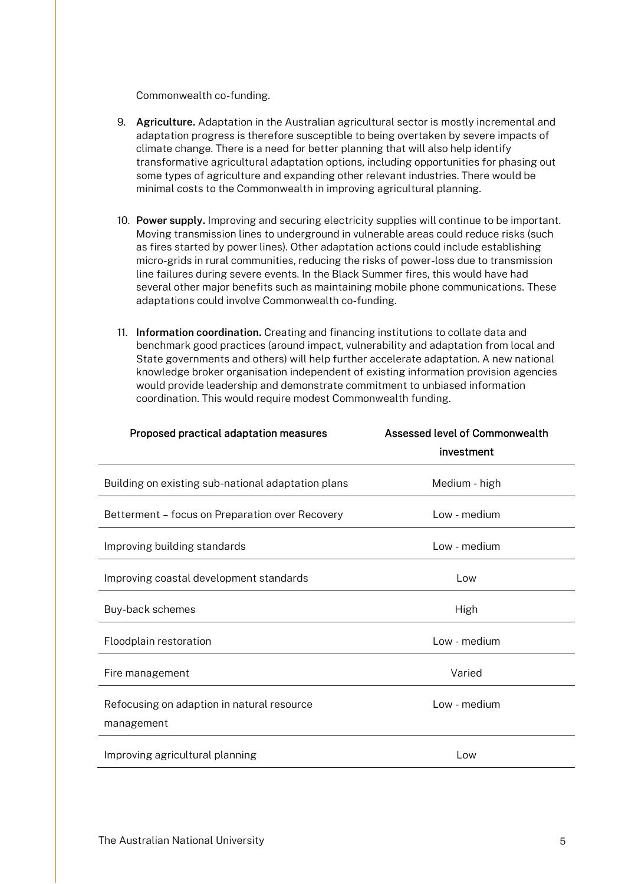Commonwealth co-funding.

9. **Agriculture.** Adaptation in the Australian agricultural sector is mostly incremental and adaptation progress is therefore susceptible to being overtaken by severe impacts of climate change. There is a need for better planning that will also help identify transformative agricultural adaptation options, including opportunities for phasing out some types of agriculture and expanding other relevant industries. There would be minimal costs to the Commonwealth in improving agricultural planning.

10. **Power supply.** Improving and securing electricity supplies will continue to be important. Moving transmission lines to underground in vulnerable areas could reduce risks (such as fires started by power lines). Other adaptation actions could include establishing micro-grids in rural communities, reducing the risks of power-loss due to transmission line failures during severe events. In the Black Summer fires, this would have had several other major benefits such as maintaining mobile phone communications. These adaptations could involve Commonwealth co-funding.

11. **Information coordination.** Creating and financing institutions to collate data and benchmark good practices (around impact, vulnerability and adaptation from local and State governments and others) will help further accelerate adaptation. A new national knowledge broker organisation independent of existing information provision agencies would provide leadership and demonstrate commitment to unbiased information coordination. This would require modest Commonwealth funding.

| Proposed practical adaptation measures | Assessed level of Commonwealth investment |
|---|---|
| Building on existing sub-national adaptation plans | Medium - high |
| Betterment – focus on Preparation over Recovery | Low - medium |
| Improving building standards | Low - medium |
| Improving coastal development standards | Low |
| Buy-back schemes | High |
| Floodplain restoration | Low - medium |
| Fire management | Varied |
| Refocusing on adaption in natural resource management | Low - medium |
| Improving agricultural planning | Low |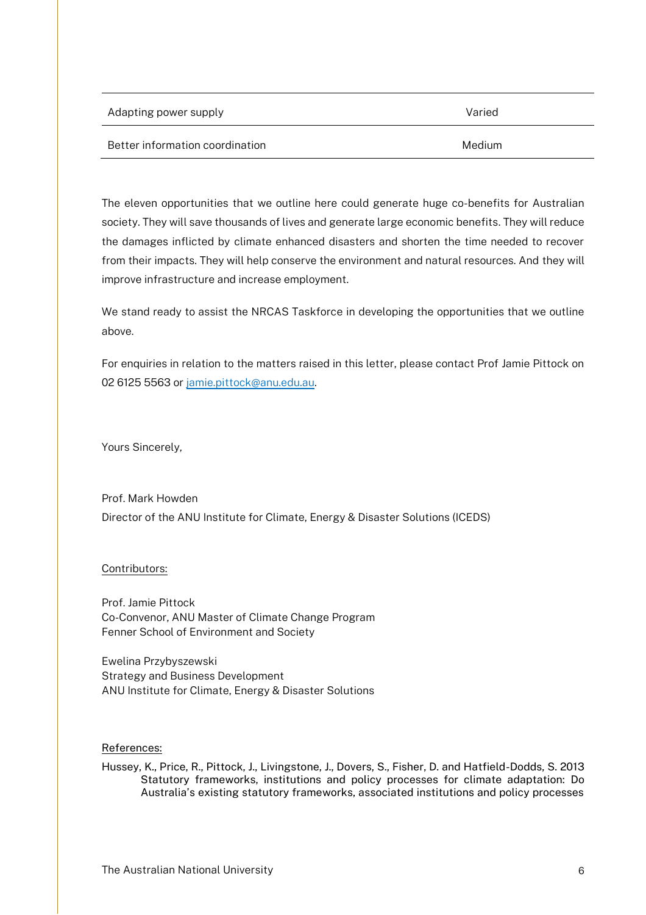| | |
|---|---|
| Adapting power supply | Varied |
| Better information coordination | Medium |

The eleven opportunities that we outline here could generate huge co-benefits for Australian society. They will save thousands of lives and generate large economic benefits. They will reduce the damages inflicted by climate enhanced disasters and shorten the time needed to recover from their impacts. They will help conserve the environment and natural resources. And they will improve infrastructure and increase employment.

We stand ready to assist the NRCAS Taskforce in developing the opportunities that we outline above.

For enquiries in relation to the matters raised in this letter, please contact Prof Jamie Pittock on 02 6125 5563 or [jamie.pittock@anu.edu.au](mailto:jamie.pittock@anu.edu.au).

Yours Sincerely,

Prof. Mark Howden
Director of the ANU Institute for Climate, Energy & Disaster Solutions (ICEDS)

<u>Contributors:</u>

Prof. Jamie Pittock
Co-Convenor, ANU Master of Climate Change Program
Fenner School of Environment and Society

Ewelina Przybyszewski
Strategy and Business Development
ANU Institute for Climate, Energy & Disaster Solutions

<u>References:</u>

Hussey, K., Price, R., Pittock, J., Livingstone, J., Dovers, S., Fisher, D. and Hatfield-Dodds, S. 2013 Statutory frameworks, institutions and policy processes for climate adaptation: Do Australia's existing statutory frameworks, associated institutions and policy processes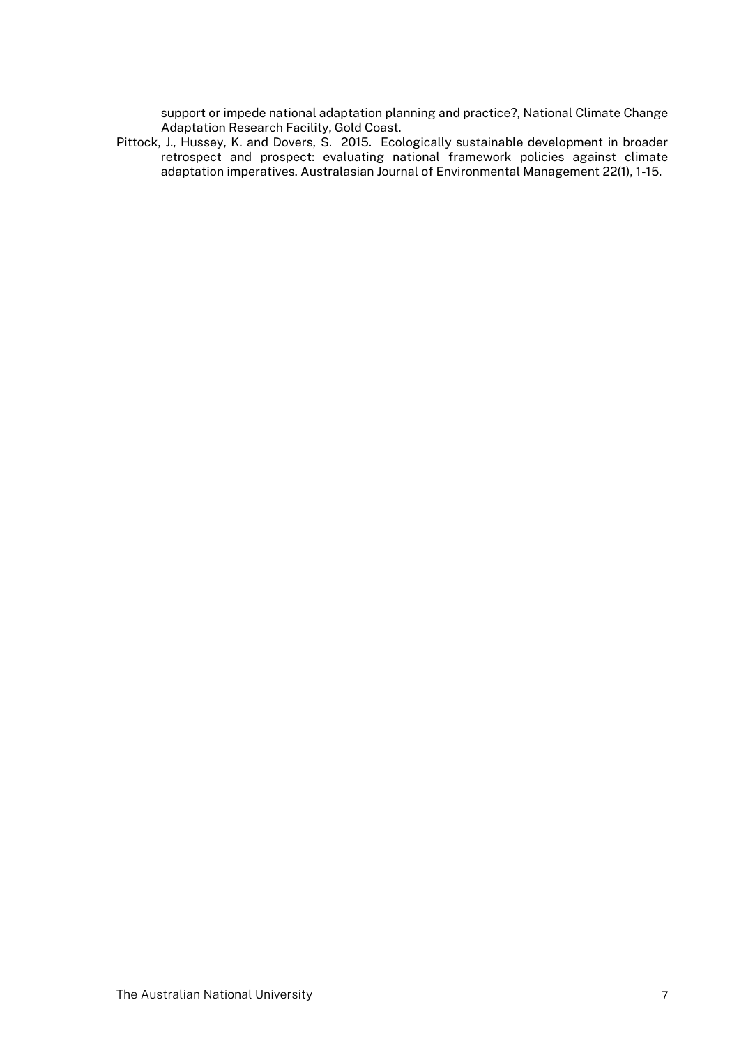support or impede national adaptation planning and practice?, National Climate Change Adaptation Research Facility, Gold Coast.

Pittock, J., Hussey, K. and Dovers, S. 2015. Ecologically sustainable development in broader retrospect and prospect: evaluating national framework policies against climate adaptation imperatives. Australasian Journal of Environmental Management 22(1), 1-15.